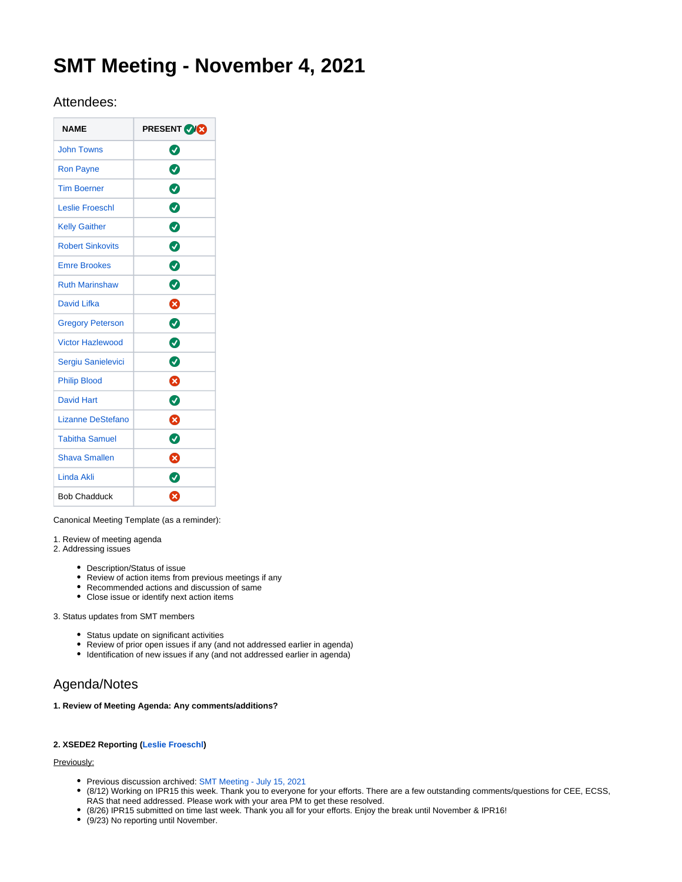# SMT Meeting - November 4, 2021

## Attendees:

| NAME | PRESENT ✅/❌ |
| --- | --- |
| John Towns | ✅ |
| Ron Payne | ✅ |
| Tim Boerner | ✅ |
| Leslie Froeschl | ✅ |
| Kelly Gaither | ✅ |
| Robert Sinkovits | ✅ |
| Emre Brookes | ✅ |
| Ruth Marinshaw | ✅ |
| David Lifka | ❌ |
| Gregory Peterson | ✅ |
| Victor Hazlewood | ✅ |
| Sergiu Sanielevici | ✅ |
| Philip Blood | ❌ |
| David Hart | ✅ |
| Lizanne DeStefano | ❌ |
| Tabitha Samuel | ✅ |
| Shava Smallen | ❌ |
| Linda Akli | ✅ |
| Bob Chadduck | ❌ |

Canonical Meeting Template (as a reminder):

1. Review of meeting agenda
2. Addressing issues
   - Description/Status of issue
   - Review of action items from previous meetings if any
   - Recommended actions and discussion of same
   - Close issue or identify next action items
3. Status updates from SMT members
   - Status update on significant activities
   - Review of prior open issues if any (and not addressed earlier in agenda)
   - Identification of new issues if any (and not addressed earlier in agenda)

## Agenda/Notes

**1. Review of Meeting Agenda: Any comments/additions?**

**2. XSEDE2 Reporting (Leslie Froeschl)**

Previously:

- Previous discussion archived: SMT Meeting - July 15, 2021
- (8/12) Working on IPR15 this week. Thank you to everyone for your efforts. There are a few outstanding comments/questions for CEE, ECSS, RAS that need addressed. Please work with your area PM to get these resolved.
- (8/26) IPR15 submitted on time last week. Thank you all for your efforts. Enjoy the break until November & IPR16!
- (9/23) No reporting until November.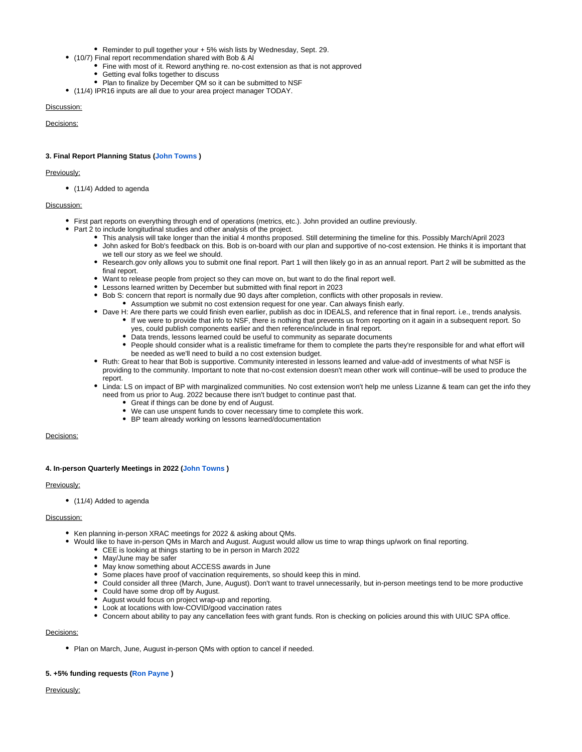- Reminder to pull together your + 5% wish lists by Wednesday, Sept. 29.
- (10/7) Final report recommendation shared with Bob & Al
    - Fine with most of it. Reword anything re. no-cost extension as that is not approved
    - Getting eval folks together to discuss
    - Plan to finalize by December QM so it can be submitted to NSF
- (11/4) IPR16 inputs are all due to your area project manager TODAY.

Discussion:

Decisions:

**3. Final Report Planning Status (John Towns )**

Previously:

- (11/4) Added to agenda

Discussion:

- First part reports on everything through end of operations (metrics, etc.). John provided an outline previously.
- Part 2 to include longitudinal studies and other analysis of the project.
    - This analysis will take longer than the initial 4 months proposed. Still determining the timeline for this. Possibly March/April 2023
    - John asked for Bob's feedback on this. Bob is on-board with our plan and supportive of no-cost extension. He thinks it is important that we tell our story as we feel we should.
    - Research.gov only allows you to submit one final report. Part 1 will then likely go in as an annual report. Part 2 will be submitted as the final report.
    - Want to release people from project so they can move on, but want to do the final report well.
    - Lessons learned written by December but submitted with final report in 2023
    - Bob S: concern that report is normally due 90 days after completion, conflicts with other proposals in review.
        - Assumption we submit no cost extension request for one year. Can always finish early.
    - Dave H: Are there parts we could finish even earlier, publish as doc in IDEALS, and reference that in final report. i.e., trends analysis.
        - If we were to provide that info to NSF, there is nothing that prevents us from reporting on it again in a subsequent report. So yes, could publish components earlier and then reference/include in final report.
        - Data trends, lessons learned could be useful to community as separate documents
        - People should consider what is a realistic timeframe for them to complete the parts they're responsible for and what effort will be needed as we'll need to build a no cost extension budget.
    - Ruth: Great to hear that Bob is supportive. Community interested in lessons learned and value-add of investments of what NSF is providing to the community. Important to note that no-cost extension doesn't mean other work will continue–will be used to produce the report.
    - Linda: LS on impact of BP with marginalized communities. No cost extension won't help me unless Lizanne & team can get the info they need from us prior to Aug. 2022 because there isn't budget to continue past that.
        - Great if things can be done by end of August.
        - We can use unspent funds to cover necessary time to complete this work.
        - BP team already working on lessons learned/documentation

Decisions:

**4. In-person Quarterly Meetings in 2022 (John Towns )**

Previously:

- (11/4) Added to agenda

Discussion:

- Ken planning in-person XRAC meetings for 2022 & asking about QMs.
- Would like to have in-person QMs in March and August. August would allow us time to wrap things up/work on final reporting.
    - CEE is looking at things starting to be in person in March 2022
    - May/June may be safer
    - May know something about ACCESS awards in June
    - Some places have proof of vaccination requirements, so should keep this in mind.
    - Could consider all three (March, June, August). Don't want to travel unnecessarily, but in-person meetings tend to be more productive
    - Could have some drop off by August.
    - August would focus on project wrap-up and reporting.
    - Look at locations with low-COVID/good vaccination rates
    - Concern about ability to pay any cancellation fees with grant funds. Ron is checking on policies around this with UIUC SPA office.

Decisions:

- Plan on March, June, August in-person QMs with option to cancel if needed.

**5. +5% funding requests (Ron Payne )**

Previously: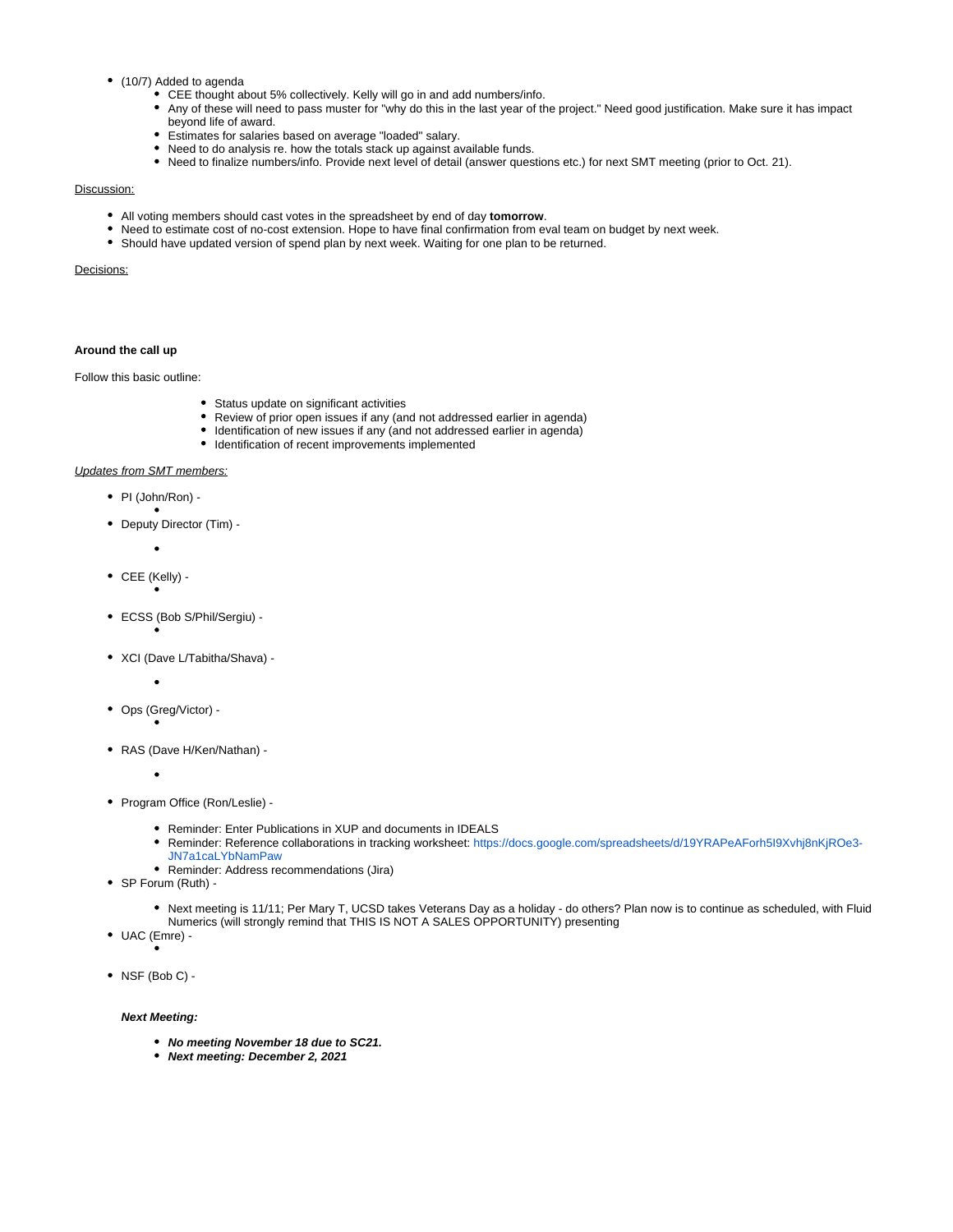- (10/7) Added to agenda
    - CEE thought about 5% collectively. Kelly will go in and add numbers/info.
    - Any of these will need to pass muster for "why do this in the last year of the project." Need good justification. Make sure it has impact beyond life of award.
    - Estimates for salaries based on average "loaded" salary.
    - Need to do analysis re. how the totals stack up against available funds.
    - Need to finalize numbers/info. Provide next level of detail (answer questions etc.) for next SMT meeting (prior to Oct. 21).

<u>Discussion:</u>

- All voting members should cast votes in the spreadsheet by end of day **tomorrow**.
- Need to estimate cost of no-cost extension. Hope to have final confirmation from eval team on budget by next week.
- Should have updated version of spend plan by next week. Waiting for one plan to be returned.

<u>Decisions:</u>

**Around the call up**

Follow this basic outline:

- Status update on significant activities
- Review of prior open issues if any (and not addressed earlier in agenda)
- Identification of new issues if any (and not addressed earlier in agenda)
- Identification of recent improvements implemented

*<u>Updates from SMT members:</u>*

- PI (John/Ron) -
    - 
- Deputy Director (Tim) -
    - 
- CEE (Kelly) -
    - 
- ECSS (Bob S/Phil/Sergiu) -
    - 
- XCI (Dave L/Tabitha/Shava) -
    - 
- Ops (Greg/Victor) -
    - 
- RAS (Dave H/Ken/Nathan) -
    - 
- Program Office (Ron/Leslie) -
    - Reminder: Enter Publications in XUP and documents in IDEALS
    - Reminder: Reference collaborations in tracking worksheet: https://docs.google.com/spreadsheets/d/19YRAPeAForh5I9Xvhj8nKjROe3-JN7a1caLYbNamPaw
    - Reminder: Address recommendations (Jira)
- SP Forum (Ruth) -
    - Next meeting is 11/11; Per Mary T, UCSD takes Veterans Day as a holiday - do others? Plan now is to continue as scheduled, with Fluid Numerics (will strongly remind that THIS IS NOT A SALES OPPORTUNITY) presenting
- UAC (Emre) -
    - 
- NSF (Bob C) -

***Next Meeting:***

- ***No meeting November 18 due to SC21.***
- ***Next meeting: December 2, 2021***